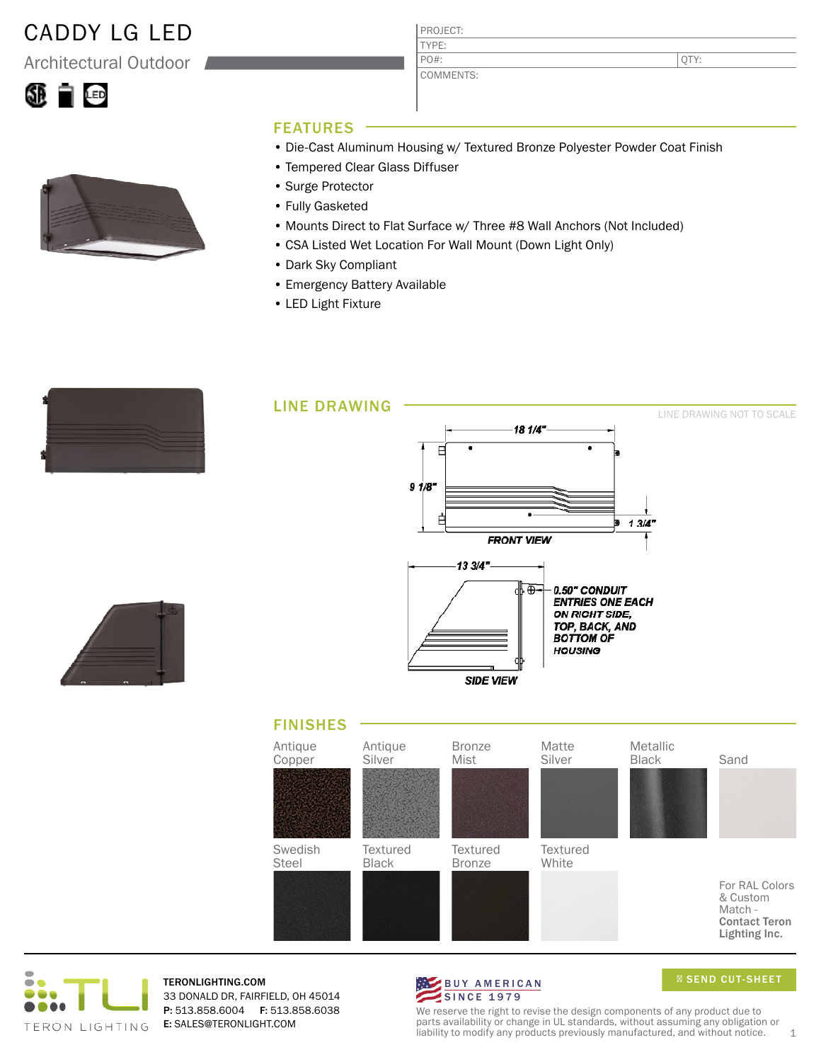# CADDY LG LED

## Architectural Outdoor

| PROJECT: | |
|---|---|
| TYPE: | |
| PO#: | QTY: |
| COMMENTS: | |

## FEATURES

- Die-Cast Aluminum Housing w/ Textured Bronze Polyester Powder Coat Finish
- Tempered Clear Glass Diffuser
- Surge Protector
- Fully Gasketed
- Mounts Direct to Flat Surface w/ Three #8 Wall Anchors (Not Included)
- CSA Listed Wet Location For Wall Mount (Down Light Only)
- Dark Sky Compliant
- Emergency Battery Available
- LED Light Fixture

## LINE DRAWING

LINE DRAWING NOT TO SCALE

18 1/4"

9 1/8"

1 3/4"

FRONT VIEW

13 3/4"

0.50" CONDUIT ENTRIES ONE EACH ON RIGHT SIDE, TOP, BACK, AND BOTTOM OF HOUSING

SIDE VIEW

## FINISHES

- Antique Copper
- Antique Silver
- Bronze Mist
- Matte Silver
- Metallic Black
- Sand
- Swedish Steel
- Textured Black
- Textured Bronze
- Textured White

For RAL Colors & Custom Match - **Contact Teron Lighting Inc.**

TERON LIGHTING

**TERONLIGHTING.COM**
33 DONALD DR, FAIRFIELD, OH 45014
**P:** 513.858.6004 **F:** 513.858.6038
**E:** SALES@TERONLIGHT.COM

BUY AMERICAN SINCE 1979

SEND CUT-SHEET

We reserve the right to revise the design components of any product due to parts availability or change in UL standards, without assuming any obligation or liability to modify any products previously manufactured, and without notice.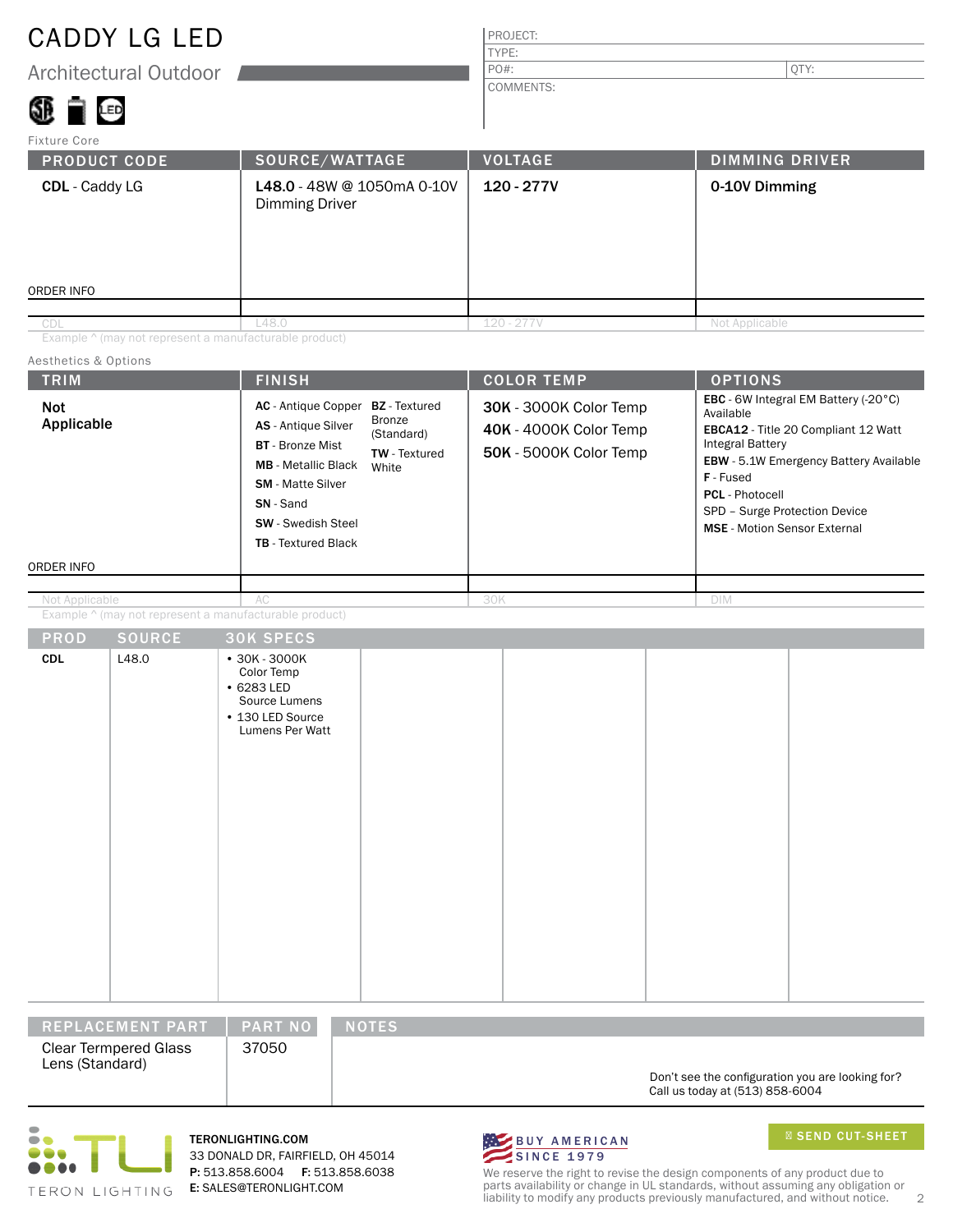# CADDY LG LED

Architectural Outdoor

| PROJECT: | |
|---|---|
| TYPE: | |
| PO#: | QTY: |
| COMMENTS: | |

Fixture Core

| PRODUCT CODE | SOURCE/WATTAGE | VOLTAGE | DIMMING DRIVER |
|---|---|---|---|
| **CDL** - Caddy LG | **L48.0** - 48W @ 1050mA 0-10V Dimming Driver | **120 - 277V** | **0-10V Dimming** |
| ORDER INFO | | | |
| CDL | L48.0 | 120 - 277V | Not Applicable |

Example ^ (may not represent a manufacturable product)

Aesthetics & Options

| TRIM | FINISH | COLOR TEMP | OPTIONS |
|---|---|---|---|
| **Not Applicable** | **AC** - Antique Copper<br>**AS** - Antique Silver<br>**BT** - Bronze Mist<br>**MB** - Metallic Black<br>**SM** - Matte Silver<br>**SN** - Sand<br>**SW** - Swedish Steel<br>**TB** - Textured Black<br>**BZ** - Textured Bronze (Standard)<br>**TW** - Textured White | **30K** - 3000K Color Temp<br>**40K** - 4000K Color Temp<br>**50K** - 5000K Color Temp | **EBC** - 6W Integral EM Battery (-20°C) Available<br>**EBCA12** - Title 20 Compliant 12 Watt Integral Battery<br>**EBW** - 5.1W Emergency Battery Available<br>**F** - Fused<br>**PCL** - Photocell<br>SPD – Surge Protection Device<br>**MSE** - Motion Sensor External |
| ORDER INFO | | | |
| Not Applicable | AC | 30K | DIM |

Example ^ (may not represent a manufacturable product)

| PROD | SOURCE | 30K SPECS |
|---|---|---|
| **CDL** | L48.0 | • 30K - 3000K Color Temp<br>• 6283 LED Source Lumens<br>• 130 LED Source Lumens Per Watt |

| REPLACEMENT PART | PART NO | NOTES |
|---|---|---|
| Clear Termpered Glass Lens (Standard) | 37050 | Don't see the configuration you are looking for? Call us today at (513) 858-6004 |

TERON LIGHTING

**TERONLIGHTING.COM**
33 DONALD DR, FAIRFIELD, OH 45014
**P:** 513.858.6004 **F:** 513.858.6038
**E:** SALES@TERONLIGHT.COM

BUY AMERICAN SINCE 1979

SEND CUT-SHEET

We reserve the right to revise the design components of any product due to parts availability or change in UL standards, without assuming any obligation or liability to modify any products previously manufactured, and without notice.